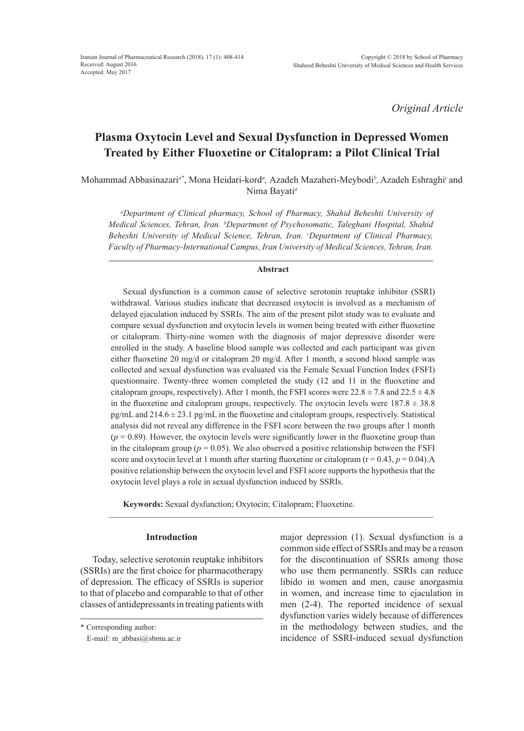*Original Article*

# Plasma Oxytocin Level and Sexual Dysfunction in Depressed Women Treated by Either Fluoxetine or Citalopram: a Pilot Clinical Trial

Mohammad Abbasinazari[a*], Mona Heidari-kord[a], Azadeh Mazaheri-Meybodi[b], Azadeh Eshraghi[c] and Nima Bayati[a]

*[a]Department of Clinical pharmacy, School of Pharmacy, Shahid Beheshti University of Medical Sciences, Tehran, Iran. [b]Department of Psychosomatic, Taleghani Hospital, Shahid Beheshti University of Medical Science, Tehran, Iran. [c]Department of Clinical Pharmacy, Faculty of Pharmacy-International Campus, Iran University of Medical Sciences, Tehran, Iran.*

## Abstract

Sexual dysfunction is a common cause of selective serotonin reuptake inhibitor (SSRI) withdrawal. Various studies indicate that decreased oxytocin is involved as a mechanism of delayed ejaculation induced by SSRIs. The aim of the present pilot study was to evaluate and compare sexual dysfunction and oxytocin levels in women being treated with either fluoxetine or citalopram. Thirty-nine women with the diagnosis of major depressive disorder were enrolled in the study. A baseline blood sample was collected and each participant was given either fluoxetine 20 mg/d or citalopram 20 mg/d. After 1 month, a second blood sample was collected and sexual dysfunction was evaluated via the Female Sexual Function Index (FSFI) questionnaire. Twenty-three women completed the study (12 and 11 in the fluoxetine and citalopram groups, respectively). After 1 month, the FSFI scores were $22.8 \pm 7.8$ and $22.5 \pm 4.8$ in the fluoxetine and citalopram groups, respectively. The oxytocin levels were $187.8 \pm 38.8$ pg/mL and $214.6 \pm 23.1$ pg/mL in the fluoxetine and citalopram groups, respectively. Statistical analysis did not reveal any difference in the FSFI score between the two groups after 1 month ($p = 0.89$). However, the oxytocin levels were significantly lower in the fluoxetine group than in the citalopram group ($p = 0.05$). We also observed a positive relationship between the FSFI score and oxytocin level at 1 month after starting fluoxetine or citalopram ($r = 0.43$, $p = 0.04$). A positive relationship between the oxytocin level and FSFI score supports the hypothesis that the oxytocin level plays a role in sexual dysfunction induced by SSRIs.

**Keywords:** Sexual dysfunction; Oxytocin; Citalopram; Fluoxetine.

## Introduction

Today, selective serotonin reuptake inhibitors (SSRIs) are the first choice for pharmacotherapy of depression. The efficacy of SSRIs is superior to that of placebo and comparable to that of other classes of antidepressants in treating patients with major depression (1). Sexual dysfunction is a common side effect of SSRIs and may be a reason for the discontinuation of SSRIs among those who use them permanently. SSRIs can reduce libido in women and men, cause anorgasmia in women, and increase time to ejaculation in men (2-4). The reported incidence of sexual dysfunction varies widely because of differences in the methodology between studies, and the incidence of SSRI-induced sexual dysfunction

\* Corresponding author:
E-mail: m_abbasi@sbmu.ac.ir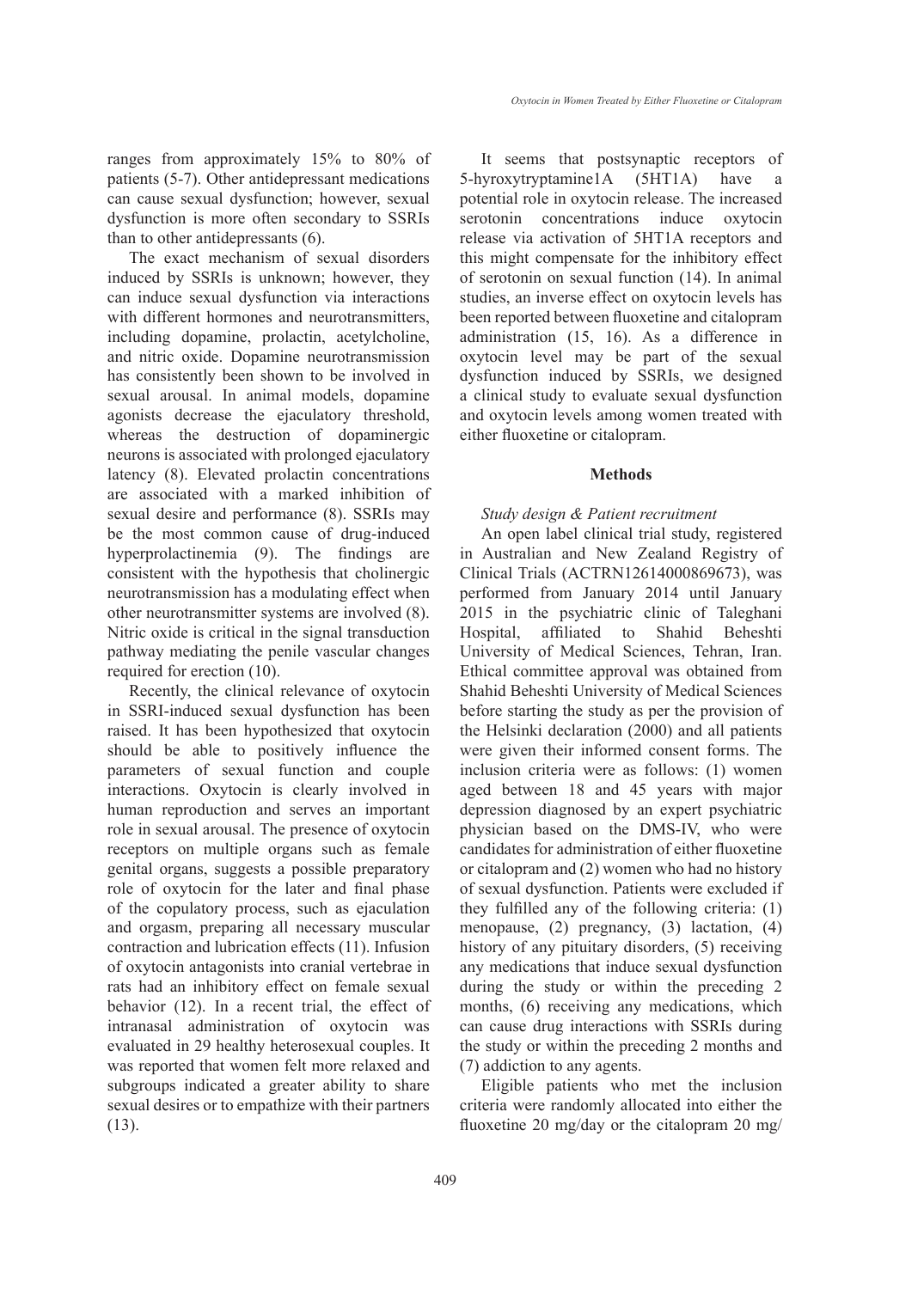ranges from approximately 15% to 80% of patients (5-7). Other antidepressant medications can cause sexual dysfunction; however, sexual dysfunction is more often secondary to SSRIs than to other antidepressants (6).

The exact mechanism of sexual disorders induced by SSRIs is unknown; however, they can induce sexual dysfunction via interactions with different hormones and neurotransmitters, including dopamine, prolactin, acetylcholine, and nitric oxide. Dopamine neurotransmission has consistently been shown to be involved in sexual arousal. In animal models, dopamine agonists decrease the ejaculatory threshold, whereas the destruction of dopaminergic neurons is associated with prolonged ejaculatory latency (8). Elevated prolactin concentrations are associated with a marked inhibition of sexual desire and performance (8). SSRIs may be the most common cause of drug-induced hyperprolactinemia (9). The findings are consistent with the hypothesis that cholinergic neurotransmission has a modulating effect when other neurotransmitter systems are involved (8). Nitric oxide is critical in the signal transduction pathway mediating the penile vascular changes required for erection (10).

Recently, the clinical relevance of oxytocin in SSRI-induced sexual dysfunction has been raised. It has been hypothesized that oxytocin should be able to positively influence the parameters of sexual function and couple interactions. Oxytocin is clearly involved in human reproduction and serves an important role in sexual arousal. The presence of oxytocin receptors on multiple organs such as female genital organs, suggests a possible preparatory role of oxytocin for the later and final phase of the copulatory process, such as ejaculation and orgasm, preparing all necessary muscular contraction and lubrication effects (11). Infusion of oxytocin antagonists into cranial vertebrae in rats had an inhibitory effect on female sexual behavior (12). In a recent trial, the effect of intranasal administration of oxytocin was evaluated in 29 healthy heterosexual couples. It was reported that women felt more relaxed and subgroups indicated a greater ability to share sexual desires or to empathize with their partners (13).

It seems that postsynaptic receptors of 5-hyroxytryptamine1A (5HT1A) have a potential role in oxytocin release. The increased serotonin concentrations induce oxytocin release via activation of 5HT1A receptors and this might compensate for the inhibitory effect of serotonin on sexual function (14). In animal studies, an inverse effect on oxytocin levels has been reported between fluoxetine and citalopram administration (15, 16). As a difference in oxytocin level may be part of the sexual dysfunction induced by SSRIs, we designed a clinical study to evaluate sexual dysfunction and oxytocin levels among women treated with either fluoxetine or citalopram.

## Methods

*Study design & Patient recruitment*

An open label clinical trial study, registered in Australian and New Zealand Registry of Clinical Trials (ACTRN12614000869673), was performed from January 2014 until January 2015 in the psychiatric clinic of Taleghani Hospital, affiliated to Shahid Beheshti University of Medical Sciences, Tehran, Iran. Ethical committee approval was obtained from Shahid Beheshti University of Medical Sciences before starting the study as per the provision of the Helsinki declaration (2000) and all patients were given their informed consent forms. The inclusion criteria were as follows: (1) women aged between 18 and 45 years with major depression diagnosed by an expert psychiatric physician based on the DMS-IV, who were candidates for administration of either fluoxetine or citalopram and (2) women who had no history of sexual dysfunction. Patients were excluded if they fulfilled any of the following criteria: (1) menopause, (2) pregnancy, (3) lactation, (4) history of any pituitary disorders, (5) receiving any medications that induce sexual dysfunction during the study or within the preceding 2 months, (6) receiving any medications, which can cause drug interactions with SSRIs during the study or within the preceding 2 months and (7) addiction to any agents.

Eligible patients who met the inclusion criteria were randomly allocated into either the fluoxetine 20 mg/day or the citalopram 20 mg/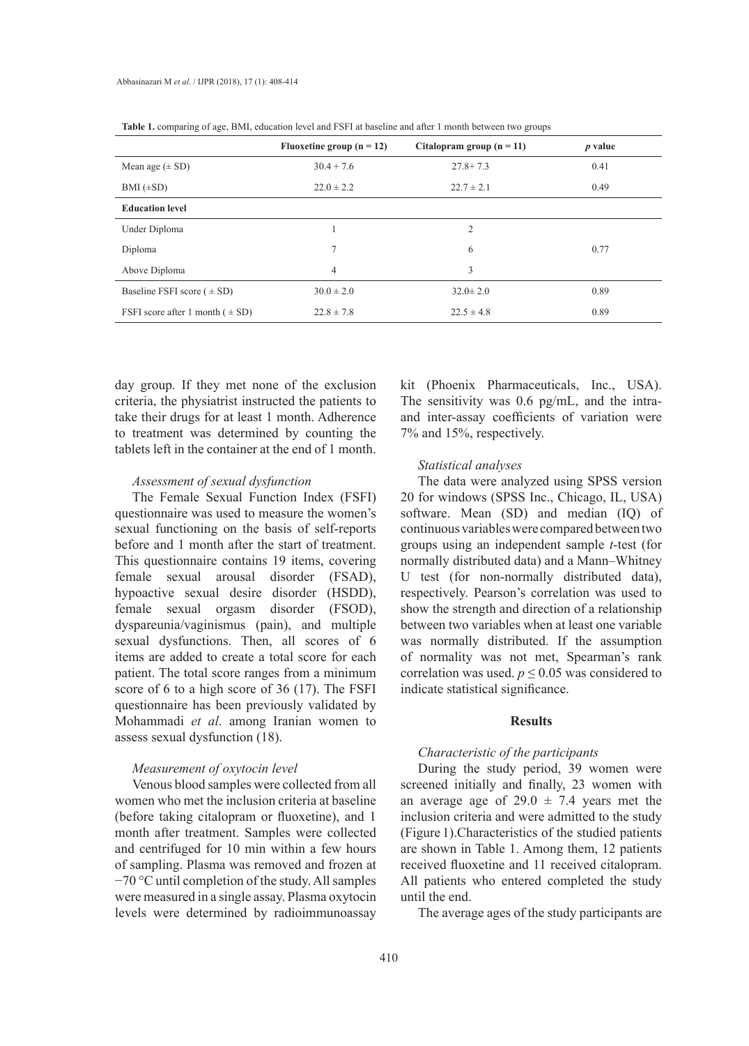**Table 1.** comparing of age, BMI, education level and FSFI at baseline and after 1 month between two groups

| | Fluoxetine group (n = 12) | Citalopram group (n = 11) | *p* value |
|---|---|---|---|
| Mean age (± SD) | 30.4 + 7.6 | 27.8+ 7.3 | 0.41 |
| BMI (±SD) | 22.0 ± 2.2 | 22.7 ± 2.1 | 0.49 |
| **Education level** | | | |
| Under Diploma | 1 | 2 | |
| Diploma | 7 | 6 | 0.77 |
| Above Diploma | 4 | 3 | |
| Baseline FSFI score ( ± SD) | 30.0 ± 2.0 | 32.0± 2.0 | 0.89 |
| FSFI score after 1 month ( ± SD) | 22.8 ± 7.8 | 22.5 ± 4.8 | 0.89 |

day group. If they met none of the exclusion criteria, the physiatrist instructed the patients to take their drugs for at least 1 month. Adherence to treatment was determined by counting the tablets left in the container at the end of 1 month.

*Assessment of sexual dysfunction*

The Female Sexual Function Index (FSFI) questionnaire was used to measure the women's sexual functioning on the basis of self-reports before and 1 month after the start of treatment. This questionnaire contains 19 items, covering female sexual arousal disorder (FSAD), hypoactive sexual desire disorder (HSDD), female sexual orgasm disorder (FSOD), dyspareunia/vaginismus (pain), and multiple sexual dysfunctions. Then, all scores of 6 items are added to create a total score for each patient. The total score ranges from a minimum score of 6 to a high score of 36 (17). The FSFI questionnaire has been previously validated by Mohammadi *et al*. among Iranian women to assess sexual dysfunction (18).

*Measurement of oxytocin level*

Venous blood samples were collected from all women who met the inclusion criteria at baseline (before taking citalopram or fluoxetine), and 1 month after treatment. Samples were collected and centrifuged for 10 min within a few hours of sampling. Plasma was removed and frozen at −70 °C until completion of the study. All samples were measured in a single assay. Plasma oxytocin levels were determined by radioimmunoassay kit (Phoenix Pharmaceuticals, Inc., USA). The sensitivity was 0.6 pg/mL, and the intra- and inter-assay coefficients of variation were 7% and 15%, respectively.

*Statistical analyses*

The data were analyzed using SPSS version 20 for windows (SPSS Inc., Chicago, IL, USA) software. Mean (SD) and median (IQ) of continuous variables were compared between two groups using an independent sample *t*-test (for normally distributed data) and a Mann–Whitney U test (for non-normally distributed data), respectively. Pearson's correlation was used to show the strength and direction of a relationship between two variables when at least one variable was normally distributed. If the assumption of normality was not met, Spearman's rank correlation was used. $p \leq 0.05$ was considered to indicate statistical significance.

## Results

*Characteristic of the participants*

During the study period, 39 women were screened initially and finally, 23 women with an average age of 29.0 ± 7.4 years met the inclusion criteria and were admitted to the study (Figure 1).Characteristics of the studied patients are shown in Table 1. Among them, 12 patients received fluoxetine and 11 received citalopram. All patients who entered completed the study until the end.

The average ages of the study participants are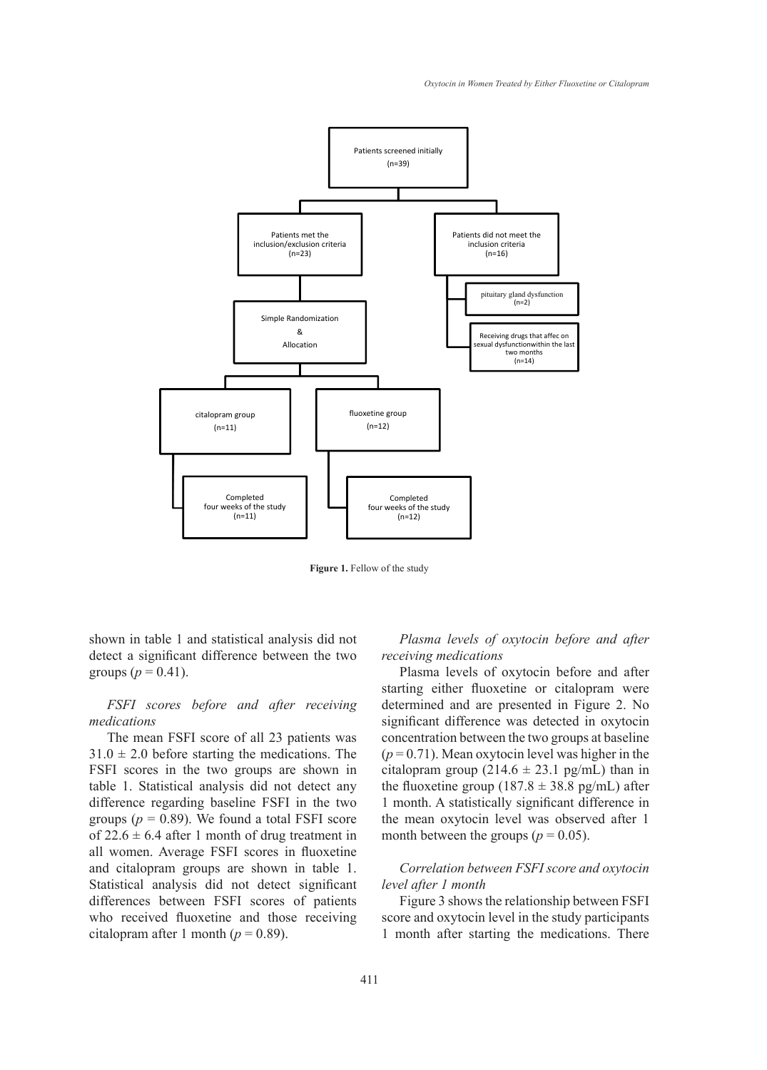Patients screened initially (n=39)

Patients met the inclusion/exclusion criteria (n=23)

Patients did not meet the inclusion criteria (n=16)

pituitary gland dysfunction (n=2)

Receiving drugs that affec on sexual dysfunctionwithin the last two months (n=14)

Simple Randomization & Allocation

citalopram group (n=11)

fluoxetine group (n=12)

Completed four weeks of the study (n=11)

Completed four weeks of the study (n=12)

**Figure 1.** Fellow of the study

shown in table 1 and statistical analysis did not detect a significant difference between the two groups ($p = 0.41$).

*FSFI scores before and after receiving medications*

The mean FSFI score of all 23 patients was $31.0 \pm 2.0$ before starting the medications. The FSFI scores in the two groups are shown in table 1. Statistical analysis did not detect any difference regarding baseline FSFI in the two groups ($p = 0.89$). We found a total FSFI score of $22.6 \pm 6.4$ after 1 month of drug treatment in all women. Average FSFI scores in fluoxetine and citalopram groups are shown in table 1. Statistical analysis did not detect significant differences between FSFI scores of patients who received fluoxetine and those receiving citalopram after 1 month ($p = 0.89$).

*Plasma levels of oxytocin before and after receiving medications*

Plasma levels of oxytocin before and after starting either fluoxetine or citalopram were determined and are presented in Figure 2. No significant difference was detected in oxytocin concentration between the two groups at baseline ($p = 0.71$). Mean oxytocin level was higher in the citalopram group ($214.6 \pm 23.1$ pg/mL) than in the fluoxetine group ($187.8 \pm 38.8$ pg/mL) after 1 month. A statistically significant difference in the mean oxytocin level was observed after 1 month between the groups ($p = 0.05$).

*Correlation between FSFI score and oxytocin level after 1 month*

Figure 3 shows the relationship between FSFI score and oxytocin level in the study participants 1 month after starting the medications. There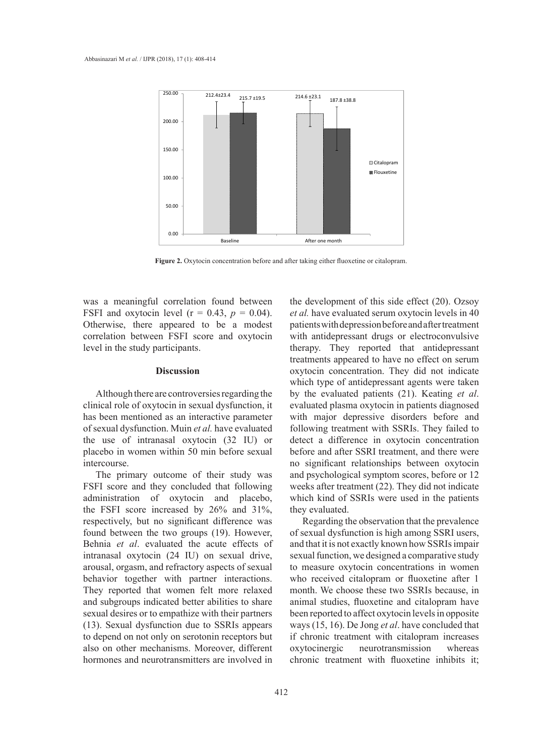Figure 2. Oxytocin concentration before and after taking either fluoxetine or citalopram.

was a meaningful correlation found between FSFI and oxytocin level ($r = 0.43$, $p = 0.04$). Otherwise, there appeared to be a modest correlation between FSFI score and oxytocin level in the study participants.

## Discussion

Although there are controversies regarding the clinical role of oxytocin in sexual dysfunction, it has been mentioned as an interactive parameter of sexual dysfunction. Muin *et al.* have evaluated the use of intranasal oxytocin (32 IU) or placebo in women within 50 min before sexual intercourse.

The primary outcome of their study was FSFI score and they concluded that following administration of oxytocin and placebo, the FSFI score increased by 26% and 31%, respectively, but no significant difference was found between the two groups (19). However, Behnia *et al*. evaluated the acute effects of intranasal oxytocin (24 IU) on sexual drive, arousal, orgasm, and refractory aspects of sexual behavior together with partner interactions. They reported that women felt more relaxed and subgroups indicated better abilities to share sexual desires or to empathize with their partners (13). Sexual dysfunction due to SSRIs appears to depend on not only on serotonin receptors but also on other mechanisms. Moreover, different hormones and neurotransmitters are involved in the development of this side effect (20). Ozsoy *et al.* have evaluated serum oxytocin levels in 40 patients with depression before and after treatment with antidepressant drugs or electroconvulsive therapy. They reported that antidepressant treatments appeared to have no effect on serum oxytocin concentration. They did not indicate which type of antidepressant agents were taken by the evaluated patients (21). Keating *et al*. evaluated plasma oxytocin in patients diagnosed with major depressive disorders before and following treatment with SSRIs. They failed to detect a difference in oxytocin concentration before and after SSRI treatment, and there were no significant relationships between oxytocin and psychological symptom scores, before or 12 weeks after treatment (22). They did not indicate which kind of SSRIs were used in the patients they evaluated.

Regarding the observation that the prevalence of sexual dysfunction is high among SSRI users, and that it is not exactly known how SSRIs impair sexual function, we designed a comparative study to measure oxytocin concentrations in women who received citalopram or fluoxetine after 1 month. We choose these two SSRIs because, in animal studies, fluoxetine and citalopram have been reported to affect oxytocin levels in opposite ways (15, 16). De Jong *et al*. have concluded that if chronic treatment with citalopram increases oxytocinergic neurotransmission whereas chronic treatment with fluoxetine inhibits it;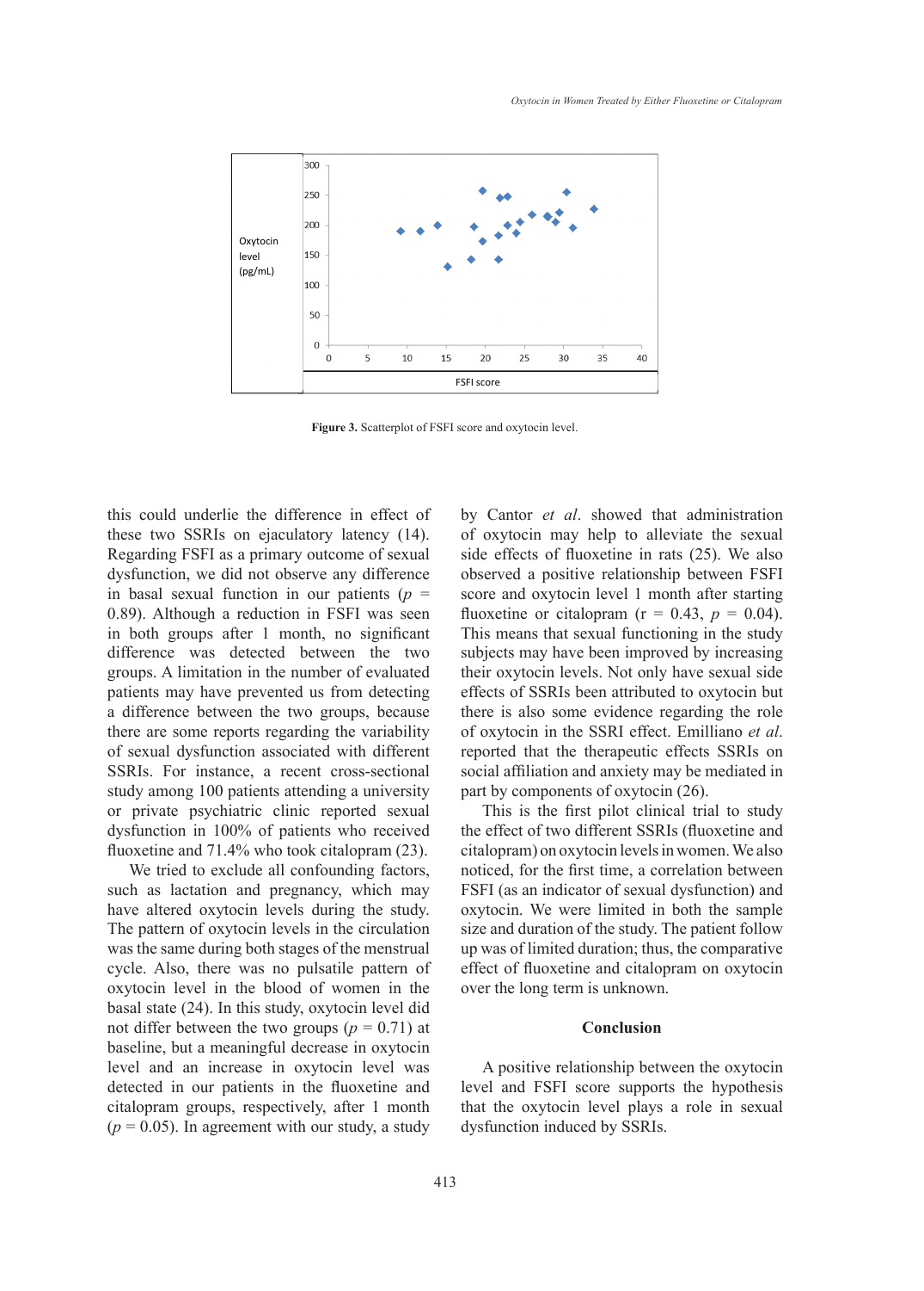Figure 3. Scatterplot of FSFI score and oxytocin level.

this could underlie the difference in effect of these two SSRIs on ejaculatory latency (14). Regarding FSFI as a primary outcome of sexual dysfunction, we did not observe any difference in basal sexual function in our patients ($p$ = 0.89). Although a reduction in FSFI was seen in both groups after 1 month, no significant difference was detected between the two groups. A limitation in the number of evaluated patients may have prevented us from detecting a difference between the two groups, because there are some reports regarding the variability of sexual dysfunction associated with different SSRIs. For instance, a recent cross-sectional study among 100 patients attending a university or private psychiatric clinic reported sexual dysfunction in 100% of patients who received fluoxetine and 71.4% who took citalopram (23).

We tried to exclude all confounding factors, such as lactation and pregnancy, which may have altered oxytocin levels during the study. The pattern of oxytocin levels in the circulation was the same during both stages of the menstrual cycle. Also, there was no pulsatile pattern of oxytocin level in the blood of women in the basal state (24). In this study, oxytocin level did not differ between the two groups ($p$ = 0.71) at baseline, but a meaningful decrease in oxytocin level and an increase in oxytocin level was detected in our patients in the fluoxetine and citalopram groups, respectively, after 1 month ($p$ = 0.05). In agreement with our study, a study by Cantor *et al*. showed that administration of oxytocin may help to alleviate the sexual side effects of fluoxetine in rats (25). We also observed a positive relationship between FSFI score and oxytocin level 1 month after starting fluoxetine or citalopram (r = 0.43, $p$ = 0.04). This means that sexual functioning in the study subjects may have been improved by increasing their oxytocin levels. Not only have sexual side effects of SSRIs been attributed to oxytocin but there is also some evidence regarding the role of oxytocin in the SSRI effect. Emilliano *et al*. reported that the therapeutic effects SSRIs on social affiliation and anxiety may be mediated in part by components of oxytocin (26).

This is the first pilot clinical trial to study the effect of two different SSRIs (fluoxetine and citalopram) on oxytocin levels in women. We also noticed, for the first time, a correlation between FSFI (as an indicator of sexual dysfunction) and oxytocin. We were limited in both the sample size and duration of the study. The patient follow up was of limited duration; thus, the comparative effect of fluoxetine and citalopram on oxytocin over the long term is unknown.

## Conclusion

A positive relationship between the oxytocin level and FSFI score supports the hypothesis that the oxytocin level plays a role in sexual dysfunction induced by SSRIs.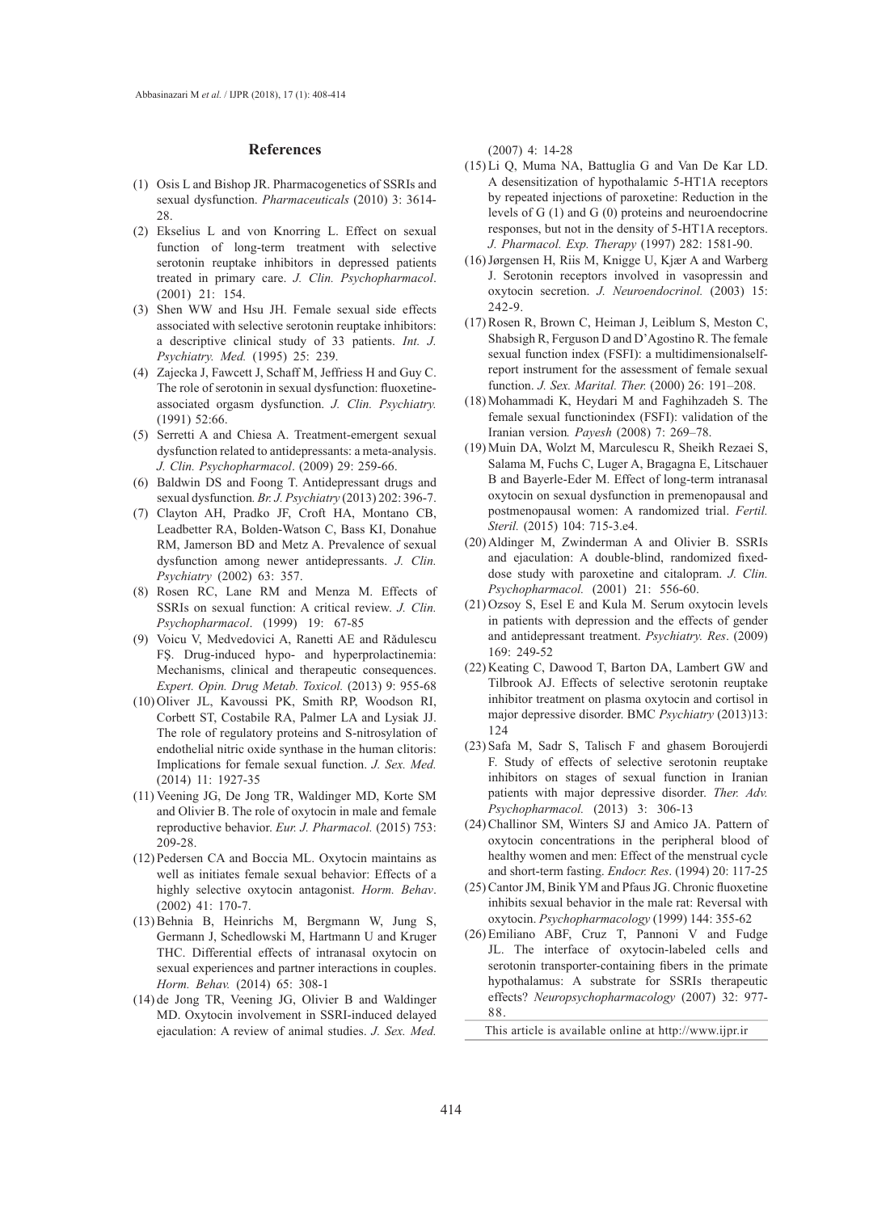## References

(1) Osis L and Bishop JR. Pharmacogenetics of SSRIs and sexual dysfunction. *Pharmaceuticals* (2010) 3: 3614-28.

(2) Ekselius L and von Knorring L. Effect on sexual function of long-term treatment with selective serotonin reuptake inhibitors in depressed patients treated in primary care. *J. Clin. Psychopharmacol*. (2001) 21: 154.

(3) Shen WW and Hsu JH. Female sexual side effects associated with selective serotonin reuptake inhibitors: a descriptive clinical study of 33 patients. *Int. J. Psychiatry. Med.* (1995) 25: 239.

(4) Zajecka J, Fawcett J, Schaff M, Jeffriess H and Guy C. The role of serotonin in sexual dysfunction: fluoxetine-associated orgasm dysfunction. *J. Clin. Psychiatry.* (1991) 52:66.

(5) Serretti A and Chiesa A. Treatment-emergent sexual dysfunction related to antidepressants: a meta-analysis. *J. Clin. Psychopharmacol*. (2009) 29: 259-66.

(6) Baldwin DS and Foong T. Antidepressant drugs and sexual dysfunction. *Br. J. Psychiatry* (2013) 202: 396-7.

(7) Clayton AH, Pradko JF, Croft HA, Montano CB, Leadbetter RA, Bolden-Watson C, Bass KI, Donahue RM, Jamerson BD and Metz A. Prevalence of sexual dysfunction among newer antidepressants. *J. Clin. Psychiatry* (2002) 63: 357.

(8) Rosen RC, Lane RM and Menza M. Effects of SSRIs on sexual function: A critical review. *J. Clin. Psychopharmacol*. (1999) 19: 67-85

(9) Voicu V, Medvedovici A, Ranetti AE and Rădulescu FŞ. Drug-induced hypo- and hyperprolactinemia: Mechanisms, clinical and therapeutic consequences. *Expert. Opin. Drug Metab. Toxicol.* (2013) 9: 955-68

(10) Oliver JL, Kavoussi PK, Smith RP, Woodson RI, Corbett ST, Costabile RA, Palmer LA and Lysiak JJ. The role of regulatory proteins and S-nitrosylation of endothelial nitric oxide synthase in the human clitoris: Implications for female sexual function. *J. Sex. Med.* (2014) 11: 1927-35

(11) Veening JG, De Jong TR, Waldinger MD, Korte SM and Olivier B. The role of oxytocin in male and female reproductive behavior. *Eur. J. Pharmacol.* (2015) 753: 209-28.

(12) Pedersen CA and Boccia ML. Oxytocin maintains as well as initiates female sexual behavior: Effects of a highly selective oxytocin antagonist. *Horm. Behav*. (2002) 41: 170-7.

(13) Behnia B, Heinrichs M, Bergmann W, Jung S, Germann J, Schedlowski M, Hartmann U and Kruger THC. Differential effects of intranasal oxytocin on sexual experiences and partner interactions in couples. *Horm. Behav.* (2014) 65: 308-1

(14) de Jong TR, Veening JG, Olivier B and Waldinger MD. Oxytocin involvement in SSRI-induced delayed ejaculation: A review of animal studies. *J. Sex. Med.* (2007) 4: 14-28

(15) Li Q, Muma NA, Battuglia G and Van De Kar LD. A desensitization of hypothalamic 5-HT1A receptors by repeated injections of paroxetine: Reduction in the levels of G (1) and G (0) proteins and neuroendocrine responses, but not in the density of 5-HT1A receptors. *J. Pharmacol. Exp. Therapy* (1997) 282: 1581-90.

(16) Jørgensen H, Riis M, Knigge U, Kjær A and Warberg J. Serotonin receptors involved in vasopressin and oxytocin secretion. *J. Neuroendocrinol.* (2003) 15: 242-9.

(17) Rosen R, Brown C, Heiman J, Leiblum S, Meston C, Shabsigh R, Ferguson D and D'Agostino R. The female sexual function index (FSFI): a multidimensionalself-report instrument for the assessment of female sexual function. *J. Sex. Marital. Ther.* (2000) 26: 191–208.

(18) Mohammadi K, Heydari M and Faghihzadeh S. The female sexual functionindex (FSFI): validation of the Iranian version*. Payesh* (2008) 7: 269–78.

(19) Muin DA, Wolzt M, Marculescu R, Sheikh Rezaei S, Salama M, Fuchs C, Luger A, Bragagna E, Litschauer B and Bayerle-Eder M. Effect of long-term intranasal oxytocin on sexual dysfunction in premenopausal and postmenopausal women: A randomized trial. *Fertil. Steril.* (2015) 104: 715-3.e4.

(20) Aldinger M, Zwinderman A and Olivier B. SSRIs and ejaculation: A double-blind, randomized fixed-dose study with paroxetine and citalopram. *J. Clin. Psychopharmacol.* (2001) 21: 556-60.

(21) Ozsoy S, Esel E and Kula M. Serum oxytocin levels in patients with depression and the effects of gender and antidepressant treatment. *Psychiatry. Res*. (2009) 169: 249-52

(22) Keating C, Dawood T, Barton DA, Lambert GW and Tilbrook AJ. Effects of selective serotonin reuptake inhibitor treatment on plasma oxytocin and cortisol in major depressive disorder. BMC *Psychiatry* (2013)13: 124

(23) Safa M, Sadr S, Talisch F and ghasem Boroujerdi F. Study of effects of selective serotonin reuptake inhibitors on stages of sexual function in Iranian patients with major depressive disorder. *Ther. Adv. Psychopharmacol.* (2013) 3: 306-13

(24) Challinor SM, Winters SJ and Amico JA. Pattern of oxytocin concentrations in the peripheral blood of healthy women and men: Effect of the menstrual cycle and short-term fasting. *Endocr. Res*. (1994) 20: 117-25

(25) Cantor JM, Binik YM and Pfaus JG. Chronic fluoxetine inhibits sexual behavior in the male rat: Reversal with oxytocin. *Psychopharmacology* (1999) 144: 355-62

(26) Emiliano ABF, Cruz T, Pannoni V and Fudge JL. The interface of oxytocin-labeled cells and serotonin transporter-containing fibers in the primate hypothalamus: A substrate for SSRIs therapeutic effects? *Neuropsychopharmacology* (2007) 32: 977-88.

This article is available online at http://www.ijpr.ir